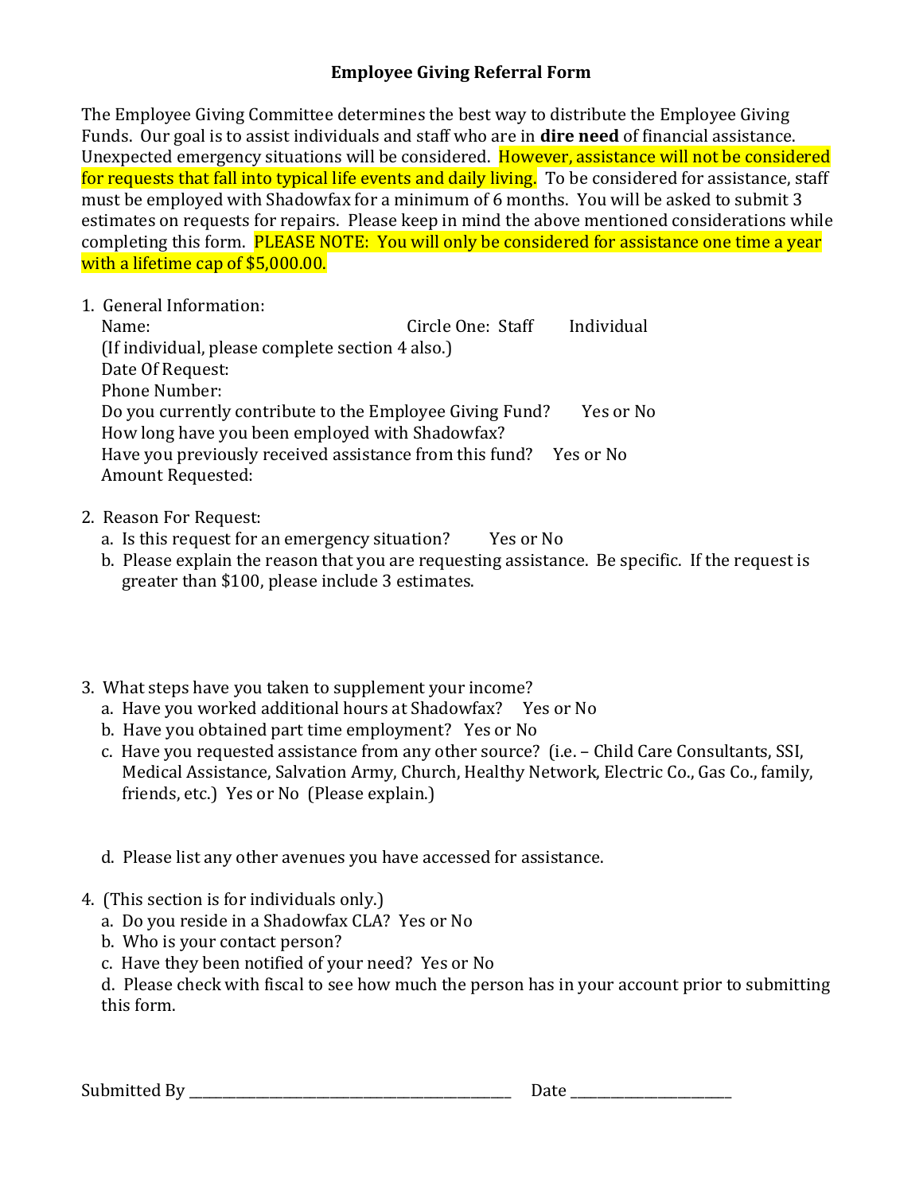# Employee Giving Referral Form

The Employee Giving Committee determines the best way to distribute the Employee Giving Funds. Our goal is to assist individuals and staff who are in **dire need** of financial assistance. Unexpected emergency situations will be considered. However, assistance will not be considered for requests that fall into typical life events and daily living. To be considered for assistance, staff must be employed with Shadowfax for a minimum of 6 months. You will be asked to submit 3 estimates on requests for repairs. Please keep in mind the above mentioned considerations while completing this form. PLEASE NOTE: You will only be considered for assistance one time a year with a lifetime cap of $5,000.00.

1. General Information:
   Name: Circle One: Staff Individual
   (If individual, please complete section 4 also.)
   Date Of Request:
   Phone Number:
   Do you currently contribute to the Employee Giving Fund? Yes or No
   How long have you been employed with Shadowfax?
   Have you previously received assistance from this fund? Yes or No
   Amount Requested:

2. Reason For Request:
   a. Is this request for an emergency situation? Yes or No
   b. Please explain the reason that you are requesting assistance. Be specific. If the request is greater than $100, please include 3 estimates.

3. What steps have you taken to supplement your income?
   a. Have you worked additional hours at Shadowfax? Yes or No
   b. Have you obtained part time employment? Yes or No
   c. Have you requested assistance from any other source? (i.e. – Child Care Consultants, SSI, Medical Assistance, Salvation Army, Church, Healthy Network, Electric Co., Gas Co., family, friends, etc.) Yes or No (Please explain.)

   d. Please list any other avenues you have accessed for assistance.

4. (This section is for individuals only.)
   a. Do you reside in a Shadowfax CLA? Yes or No
   b. Who is your contact person?
   c. Have they been notified of your need? Yes or No
   d. Please check with fiscal to see how much the person has in your account prior to submitting this form.

Submitted By ______________________________________________ Date ______________________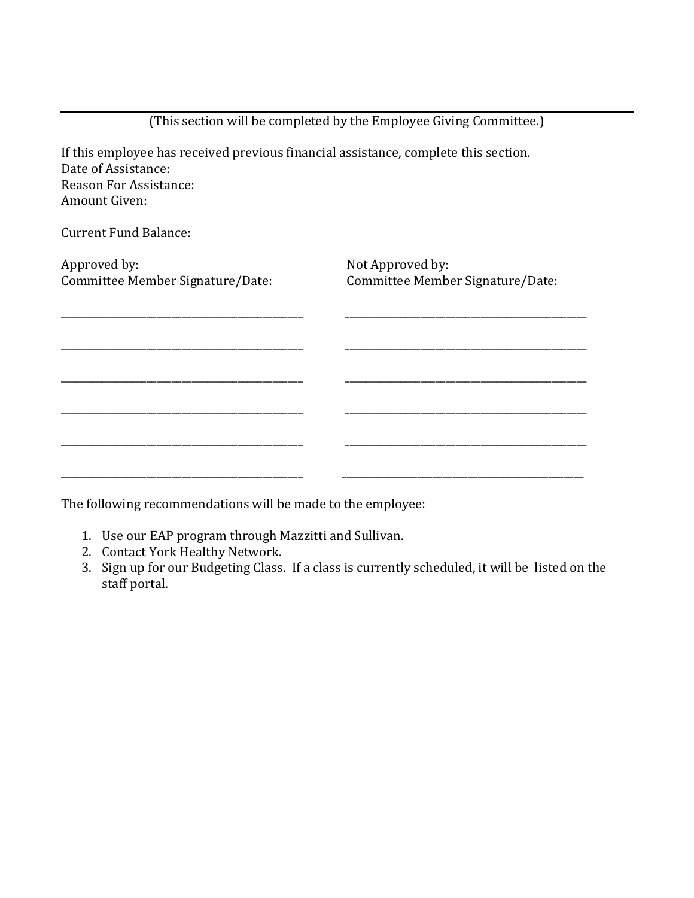---

(This section will be completed by the Employee Giving Committee.)

If this employee has received previous financial assistance, complete this section.
Date of Assistance:
Reason For Assistance:
Amount Given:

Current Fund Balance:

| Approved by:<br>Committee Member Signature/Date: | Not Approved by:<br>Committee Member Signature/Date: |
|---|---|
| ______________________________ | ______________________________ |
| ______________________________ | ______________________________ |
| ______________________________ | ______________________________ |
| ______________________________ | ______________________________ |
| ______________________________ | ______________________________ |
| ______________________________ | ______________________________ |

The following recommendations will be made to the employee:

1. Use our EAP program through Mazzitti and Sullivan.
2. Contact York Healthy Network.
3. Sign up for our Budgeting Class. If a class is currently scheduled, it will be listed on the staff portal.